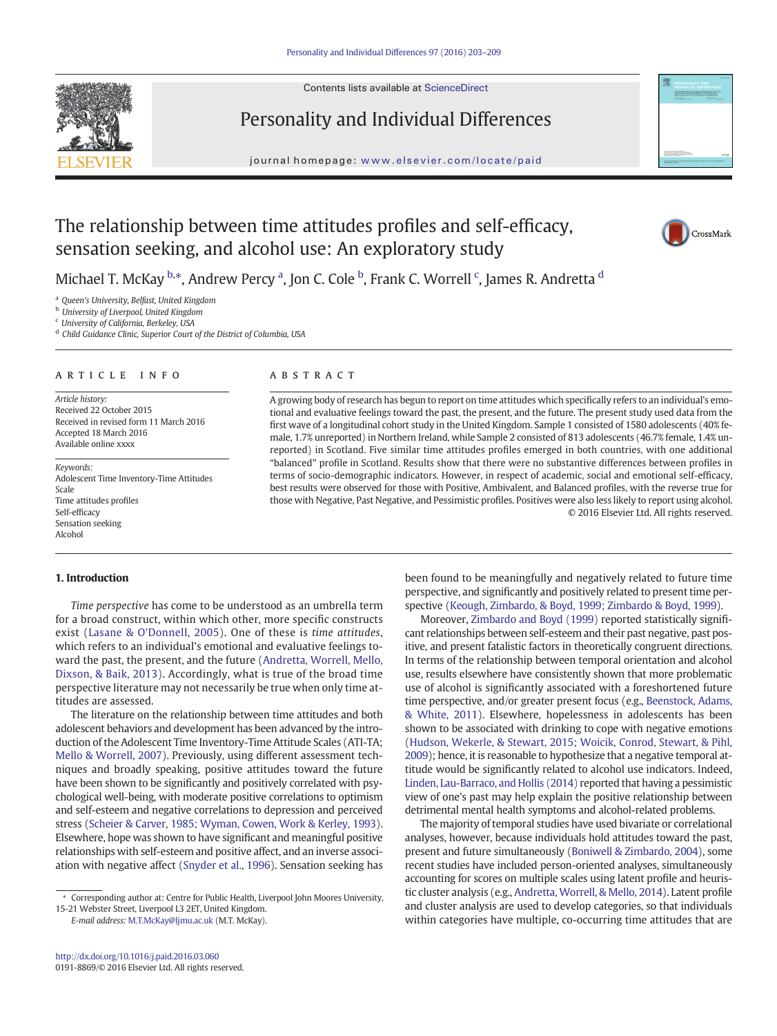# The relationship between time attitudes profiles and self-efficacy, sensation seeking, and alcohol use: An exploratory study

Michael T. McKay [b,*], Andrew Percy [a], Jon C. Cole [b], Frank C. Worrell [c], James R. Andretta [d]

[a] Queen's University, Belfast, United Kingdom
[b] University of Liverpool, United Kingdom
[c] University of California, Berkeley, USA
[d] Child Guidance Clinic, Superior Court of the District of Columbia, USA

## ARTICLE INFO

*Article history:*
Received 22 October 2015
Received in revised form 11 March 2016
Accepted 18 March 2016
Available online xxxx

*Keywords:*
Adolescent Time Inventory-Time Attitudes Scale
Time attitudes profiles
Self-efficacy
Sensation seeking
Alcohol

## ABSTRACT

A growing body of research has begun to report on time attitudes which specifically refers to an individual's emotional and evaluative feelings toward the past, the present, and the future. The present study used data from the first wave of a longitudinal cohort study in the United Kingdom. Sample 1 consisted of 1580 adolescents (40% female, 1.7% unreported) in Northern Ireland, while Sample 2 consisted of 813 adolescents (46.7% female, 1.4% unreported) in Scotland. Five similar time attitudes profiles emerged in both countries, with one additional "balanced" profile in Scotland. Results show that there were no substantive differences between profiles in terms of socio-demographic indicators. However, in respect of academic, social and emotional self-efficacy, best results were observed for those with Positive, Ambivalent, and Balanced profiles, with the reverse true for those with Negative, Past Negative, and Pessimistic profiles. Positives were also less likely to report using alcohol.

© 2016 Elsevier Ltd. All rights reserved.

## 1. Introduction

*Time perspective* has come to be understood as an umbrella term for a broad construct, within which other, more specific constructs exist (Lasane & O'Donnell, 2005). One of these is *time attitudes*, which refers to an individual's emotional and evaluative feelings toward the past, the present, and the future (Andretta, Worrell, Mello, Dixson, & Baik, 2013). Accordingly, what is true of the broad time perspective literature may not necessarily be true when only time attitudes are assessed.

The literature on the relationship between time attitudes and both adolescent behaviors and development has been advanced by the introduction of the Adolescent Time Inventory-Time Attitude Scales (ATI-TA; Mello & Worrell, 2007). Previously, using different assessment techniques and broadly speaking, positive attitudes toward the future have been shown to be significantly and positively correlated with psychological well-being, with moderate positive correlations to optimism and self-esteem and negative correlations to depression and perceived stress (Scheier & Carver, 1985; Wyman, Cowen, Work & Kerley, 1993). Elsewhere, hope was shown to have significant and meaningful positive relationships with self-esteem and positive affect, and an inverse association with negative affect (Snyder et al., 1996). Sensation seeking has been found to be meaningfully and negatively related to future time perspective, and significantly and positively related to present time perspective (Keough, Zimbardo, & Boyd, 1999; Zimbardo & Boyd, 1999).

Moreover, Zimbardo and Boyd (1999) reported statistically significant relationships between self-esteem and their past negative, past positive, and present fatalistic factors in theoretically congruent directions. In terms of the relationship between temporal orientation and alcohol use, results elsewhere have consistently shown that more problematic use of alcohol is significantly associated with a foreshortened future time perspective, and/or greater present focus (e.g., Beenstock, Adams, & White, 2011). Elsewhere, hopelessness in adolescents has been shown to be associated with drinking to cope with negative emotions (Hudson, Wekerle, & Stewart, 2015; Woicik, Conrod, Stewart, & Pihl, 2009); hence, it is reasonable to hypothesize that a negative temporal attitude would be significantly related to alcohol use indicators. Indeed, Linden, Lau-Barraco, and Hollis (2014) reported that having a pessimistic view of one's past may help explain the positive relationship between detrimental mental health symptoms and alcohol-related problems.

The majority of temporal studies have used bivariate or correlational analyses, however, because individuals hold attitudes toward the past, present and future simultaneously (Boniwell & Zimbardo, 2004), some recent studies have included person-oriented analyses, simultaneously accounting for scores on multiple scales using latent profile and heuristic cluster analysis (e.g., Andretta, Worrell, & Mello, 2014). Latent profile and cluster analysis are used to develop categories, so that individuals within categories have multiple, co-occurring time attitudes that are

\* Corresponding author at: Centre for Public Health, Liverpool John Moores University, 15-21 Webster Street, Liverpool L3 2ET, United Kingdom.
*E-mail address:* M.T.McKay@ljmu.ac.uk (M.T. McKay).

http://dx.doi.org/10.1016/j.paid.2016.03.060
0191-8869/© 2016 Elsevier Ltd. All rights reserved.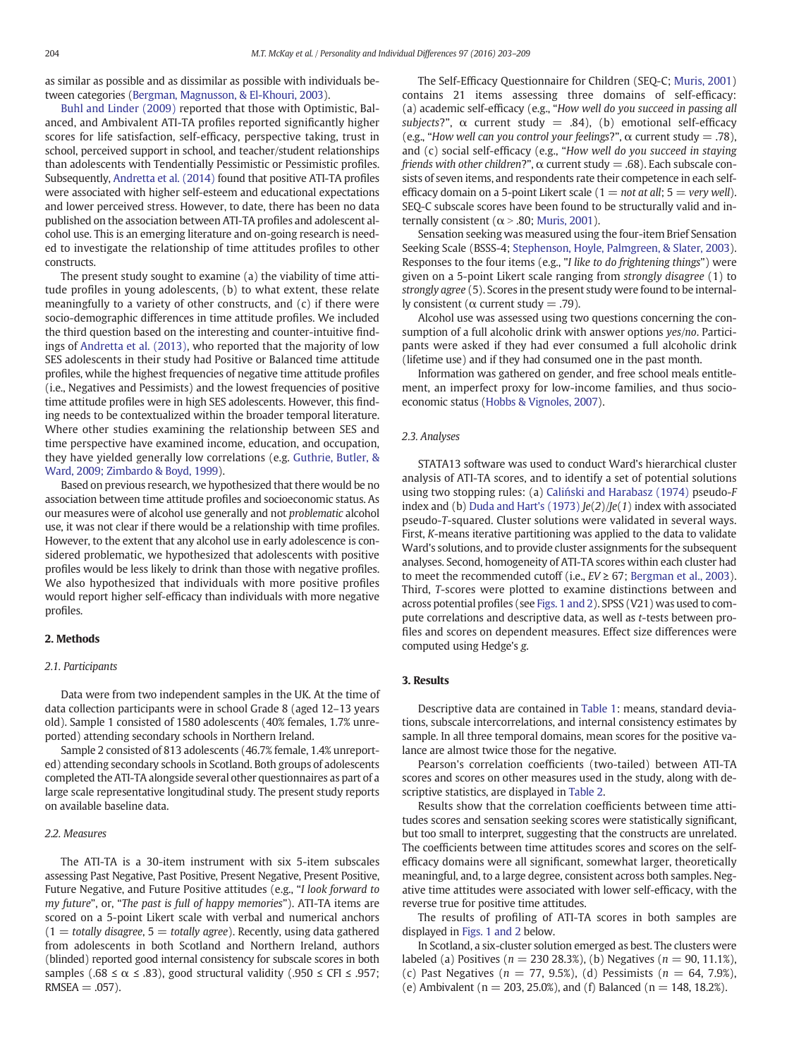as similar as possible and as dissimilar as possible with individuals between categories (Bergman, Magnusson, & El-Khouri, 2003).

Buhl and Linder (2009) reported that those with Optimistic, Balanced, and Ambivalent ATI-TA profiles reported significantly higher scores for life satisfaction, self-efficacy, perspective taking, trust in school, perceived support in school, and teacher/student relationships than adolescents with Tendentially Pessimistic or Pessimistic profiles. Subsequently, Andretta et al. (2014) found that positive ATI-TA profiles were associated with higher self-esteem and educational expectations and lower perceived stress. However, to date, there has been no data published on the association between ATI-TA profiles and adolescent alcohol use. This is an emerging literature and on-going research is needed to investigate the relationship of time attitudes profiles to other constructs.

The present study sought to examine (a) the viability of time attitude profiles in young adolescents, (b) to what extent, these relate meaningfully to a variety of other constructs, and (c) if there were socio-demographic differences in time attitude profiles. We included the third question based on the interesting and counter-intuitive findings of Andretta et al. (2013), who reported that the majority of low SES adolescents in their study had Positive or Balanced time attitude profiles, while the highest frequencies of negative time attitude profiles (i.e., Negatives and Pessimists) and the lowest frequencies of positive time attitude profiles were in high SES adolescents. However, this finding needs to be contextualized within the broader temporal literature. Where other studies examining the relationship between SES and time perspective have examined income, education, and occupation, they have yielded generally low correlations (e.g. Guthrie, Butler, & Ward, 2009; Zimbardo & Boyd, 1999).

Based on previous research, we hypothesized that there would be no association between time attitude profiles and socioeconomic status. As our measures were of alcohol use generally and not *problematic* alcohol use, it was not clear if there would be a relationship with time profiles. However, to the extent that any alcohol use in early adolescence is considered problematic, we hypothesized that adolescents with positive profiles would be less likely to drink than those with negative profiles. We also hypothesized that individuals with more positive profiles would report higher self-efficacy than individuals with more negative profiles.

## 2. Methods

### 2.1. Participants

Data were from two independent samples in the UK. At the time of data collection participants were in school Grade 8 (aged 12–13 years old). Sample 1 consisted of 1580 adolescents (40% females, 1.7% unreported) attending secondary schools in Northern Ireland.

Sample 2 consisted of 813 adolescents (46.7% female, 1.4% unreported) attending secondary schools in Scotland. Both groups of adolescents completed the ATI-TA alongside several other questionnaires as part of a large scale representative longitudinal study. The present study reports on available baseline data.

### 2.2. Measures

The ATI-TA is a 30-item instrument with six 5-item subscales assessing Past Negative, Past Positive, Present Negative, Present Positive, Future Negative, and Future Positive attitudes (e.g., "*I look forward to my future*", or, "*The past is full of happy memories*"). ATI-TA items are scored on a 5-point Likert scale with verbal and numerical anchors (1 = *totally disagree*, 5 = *totally agree*). Recently, using data gathered from adolescents in both Scotland and Northern Ireland, authors (blinded) reported good internal consistency for subscale scores in both samples ($.68 \leq \alpha \leq .83$), good structural validity ($.950 \leq \text{CFI} \leq .957$; RMSEA = .057).

The Self-Efficacy Questionnaire for Children (SEQ-C; Muris, 2001) contains 21 items assessing three domains of self-efficacy: (a) academic self-efficacy (e.g., "*How well do you succeed in passing all subjects*?", $\alpha$ current study = .84), (b) emotional self-efficacy (e.g., "*How well can you control your feelings*?", $\alpha$ current study = .78), and (c) social self-efficacy (e.g., "*How well do you succeed in staying friends with other children*?", $\alpha$ current study = .68). Each subscale consists of seven items, and respondents rate their competence in each self-efficacy domain on a 5-point Likert scale (1 = *not at all*; 5 = *very well*). SEQ-C subscale scores have been found to be structurally valid and internally consistent ($\alpha > .80$; Muris, 2001).

Sensation seeking was measured using the four-item Brief Sensation Seeking Scale (BSSS-4; Stephenson, Hoyle, Palmgreen, & Slater, 2003). Responses to the four items (e.g., "*I like to do frightening things*") were given on a 5-point Likert scale ranging from *strongly disagree* (1) to *strongly agree* (5). Scores in the present study were found to be internally consistent ($\alpha$ current study = .79).

Alcohol use was assessed using two questions concerning the consumption of a full alcoholic drink with answer options *yes*/*no*. Participants were asked if they had ever consumed a full alcoholic drink (lifetime use) and if they had consumed one in the past month.

Information was gathered on gender, and free school meals entitlement, an imperfect proxy for low-income families, and thus socioeconomic status (Hobbs & Vignoles, 2007).

### 2.3. Analyses

STATA13 software was used to conduct Ward's hierarchical cluster analysis of ATI-TA scores, and to identify a set of potential solutions using two stopping rules: (a) Caliński and Harabasz (1974) pseudo-*F* index and (b) Duda and Hart's (1973) $Je(2)/Je(1)$ index with associated pseudo-*T*-squared. Cluster solutions were validated in several ways. First, *K*-means iterative partitioning was applied to the data to validate Ward's solutions, and to provide cluster assignments for the subsequent analyses. Second, homogeneity of ATI-TA scores within each cluster had to meet the recommended cutoff (i.e., $EV \geq 67$; Bergman et al., 2003). Third, *T*-scores were plotted to examine distinctions between and across potential profiles (see Figs. 1 and 2). SPSS (V21) was used to compute correlations and descriptive data, as well as *t*-tests between profiles and scores on dependent measures. Effect size differences were computed using Hedge's *g*.

## 3. Results

Descriptive data are contained in Table 1: means, standard deviations, subscale intercorrelations, and internal consistency estimates by sample. In all three temporal domains, mean scores for the positive valance are almost twice those for the negative.

Pearson's correlation coefficients (two-tailed) between ATI-TA scores and scores on other measures used in the study, along with descriptive statistics, are displayed in Table 2.

Results show that the correlation coefficients between time attitudes scores and sensation seeking scores were statistically significant, but too small to interpret, suggesting that the constructs are unrelated. The coefficients between time attitudes scores and scores on the self-efficacy domains were all significant, somewhat larger, theoretically meaningful, and, to a large degree, consistent across both samples. Negative time attitudes were associated with lower self-efficacy, with the reverse true for positive time attitudes.

The results of profiling of ATI-TA scores in both samples are displayed in Figs. 1 and 2 below.

In Scotland, a six-cluster solution emerged as best. The clusters were labeled (a) Positives ($n$ = 230 28.3%), (b) Negatives ($n$ = 90, 11.1%), (c) Past Negatives ($n$ = 77, 9.5%), (d) Pessimists ($n$ = 64, 7.9%), (e) Ambivalent (n = 203, 25.0%), and (f) Balanced (n = 148, 18.2%).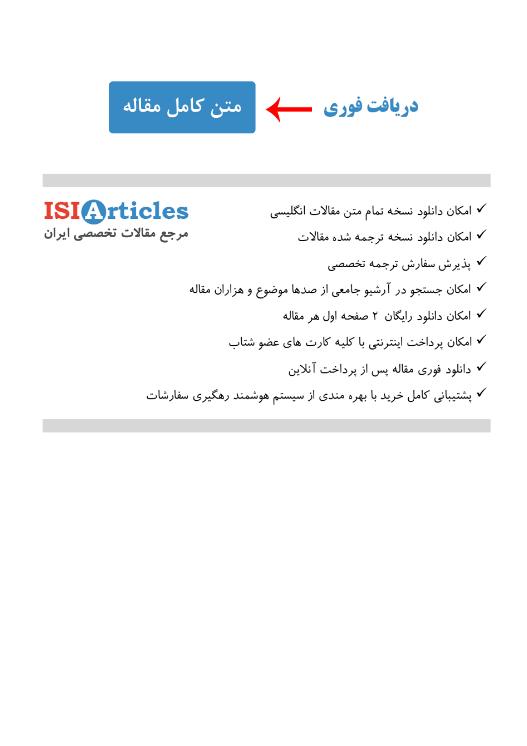دریافت فوری ← متن کامل مقاله

**ISIArticles**
مرجع مقالات تخصصی ایران

- ✓ امکان دانلود نسخه تمام متن مقالات انگلیسی
- ✓ امکان دانلود نسخه ترجمه شده مقالات
- ✓ پذیرش سفارش ترجمه تخصصی
- ✓ امکان جستجو در آرشیو جامعی از صدها موضوع و هزاران مقاله
- ✓ امکان دانلود رایگان ۲ صفحه اول هر مقاله
- ✓ امکان پرداخت اینترنتی با کلیه کارت های عضو شتاب
- ✓ دانلود فوری مقاله پس از پرداخت آنلاین
- ✓ پشتیبانی کامل خرید با بهره مندی از سیستم هوشمند رهگیری سفارشات